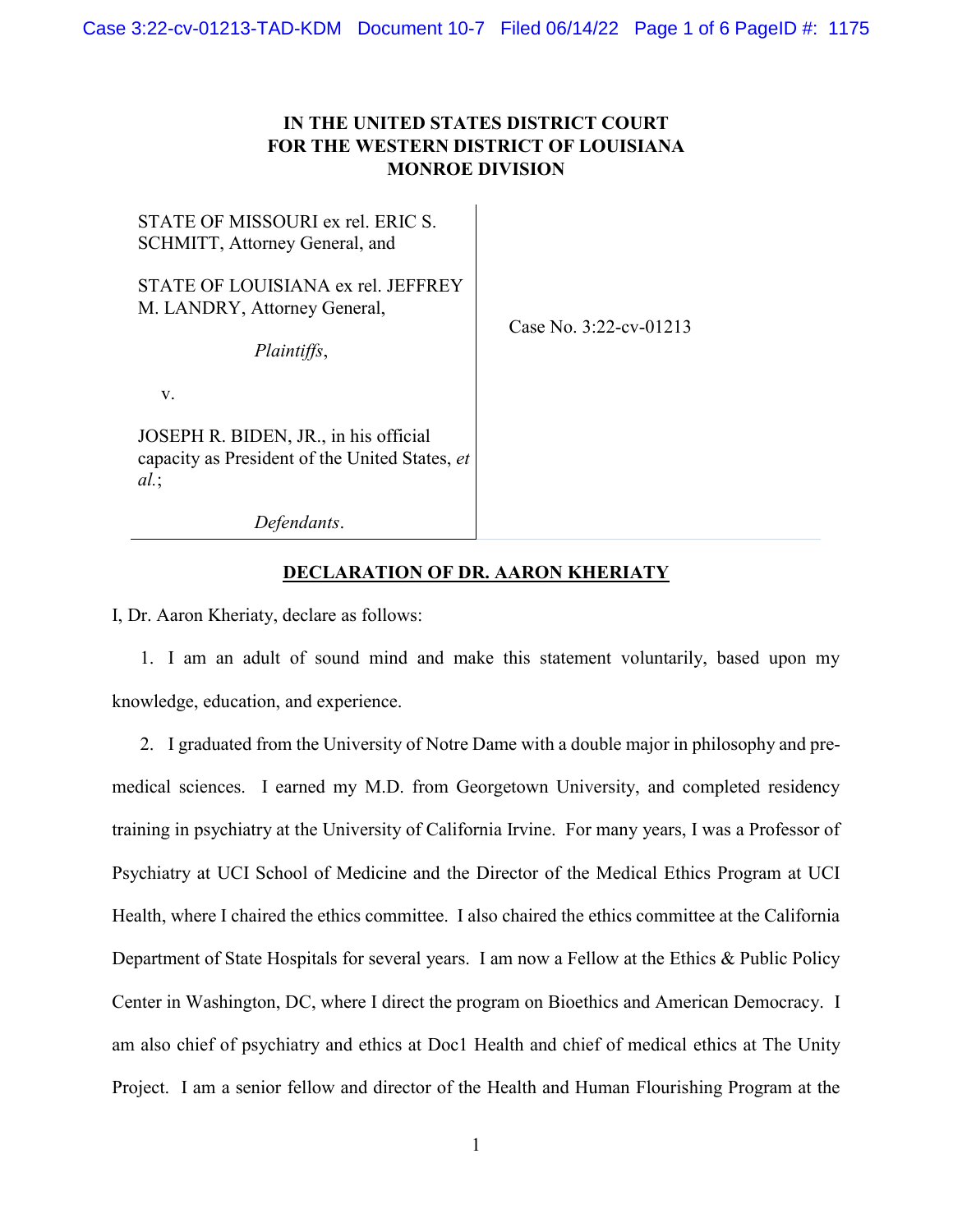**IN THE UNITED STATES DISTRICT COURT**
**FOR THE WESTERN DISTRICT OF LOUISIANA**
**MONROE DIVISION**

| | |
|---|---|
| STATE OF MISSOURI ex rel. ERIC S. SCHMITT, Attorney General, and<br><br>STATE OF LOUISIANA ex rel. JEFFREY M. LANDRY, Attorney General,<br><br>*Plaintiffs*,<br><br>v.<br><br>JOSEPH R. BIDEN, JR., in his official capacity as President of the United States, *et al.*;<br><br>*Defendants*. | Case No. 3:22-cv-01213 |

**DECLARATION OF DR. AARON KHERIATY**

I, Dr. Aaron Kheriaty, declare as follows:

1. I am an adult of sound mind and make this statement voluntarily, based upon my knowledge, education, and experience.

2. I graduated from the University of Notre Dame with a double major in philosophy and pre-medical sciences. I earned my M.D. from Georgetown University, and completed residency training in psychiatry at the University of California Irvine. For many years, I was a Professor of Psychiatry at UCI School of Medicine and the Director of the Medical Ethics Program at UCI Health, where I chaired the ethics committee. I also chaired the ethics committee at the California Department of State Hospitals for several years. I am now a Fellow at the Ethics & Public Policy Center in Washington, DC, where I direct the program on Bioethics and American Democracy. I am also chief of psychiatry and ethics at Doc1 Health and chief of medical ethics at The Unity Project. I am a senior fellow and director of the Health and Human Flourishing Program at the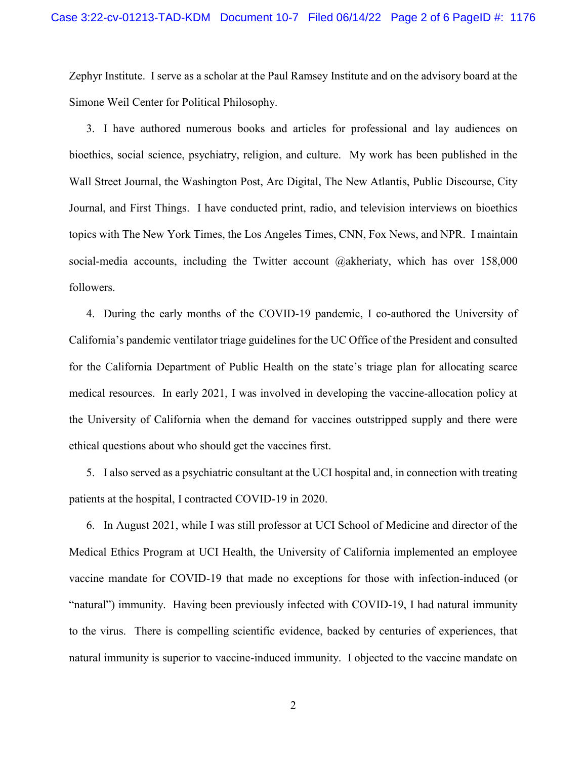Zephyr Institute. I serve as a scholar at the Paul Ramsey Institute and on the advisory board at the Simone Weil Center for Political Philosophy.

3. I have authored numerous books and articles for professional and lay audiences on bioethics, social science, psychiatry, religion, and culture. My work has been published in the Wall Street Journal, the Washington Post, Arc Digital, The New Atlantis, Public Discourse, City Journal, and First Things. I have conducted print, radio, and television interviews on bioethics topics with The New York Times, the Los Angeles Times, CNN, Fox News, and NPR. I maintain social-media accounts, including the Twitter account @akheriaty, which has over 158,000 followers.

4. During the early months of the COVID-19 pandemic, I co-authored the University of California's pandemic ventilator triage guidelines for the UC Office of the President and consulted for the California Department of Public Health on the state's triage plan for allocating scarce medical resources. In early 2021, I was involved in developing the vaccine-allocation policy at the University of California when the demand for vaccines outstripped supply and there were ethical questions about who should get the vaccines first.

5. I also served as a psychiatric consultant at the UCI hospital and, in connection with treating patients at the hospital, I contracted COVID-19 in 2020.

6. In August 2021, while I was still professor at UCI School of Medicine and director of the Medical Ethics Program at UCI Health, the University of California implemented an employee vaccine mandate for COVID-19 that made no exceptions for those with infection-induced (or "natural") immunity. Having been previously infected with COVID-19, I had natural immunity to the virus. There is compelling scientific evidence, backed by centuries of experiences, that natural immunity is superior to vaccine-induced immunity. I objected to the vaccine mandate on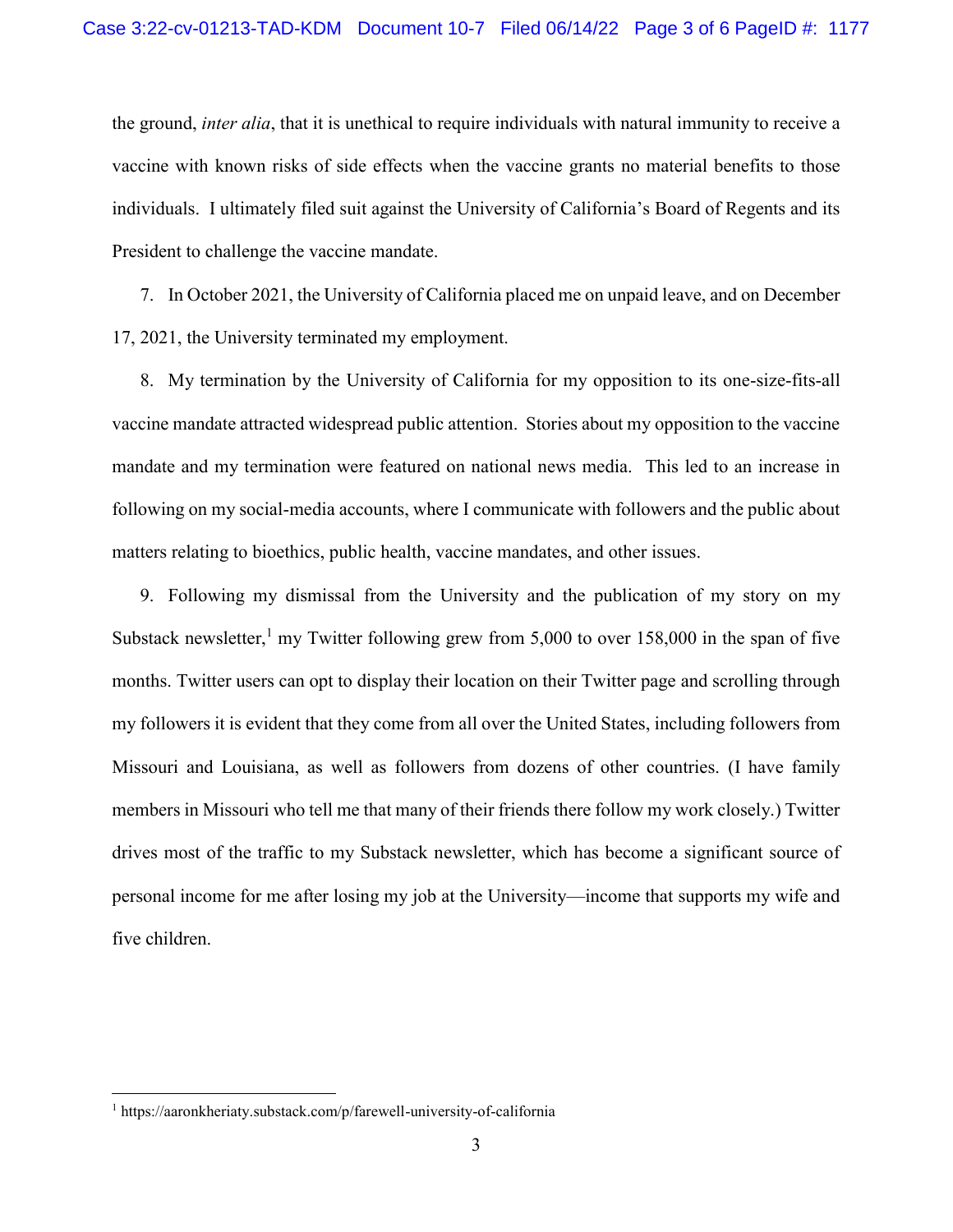the ground, *inter alia*, that it is unethical to require individuals with natural immunity to receive a vaccine with known risks of side effects when the vaccine grants no material benefits to those individuals. I ultimately filed suit against the University of California's Board of Regents and its President to challenge the vaccine mandate.

7. In October 2021, the University of California placed me on unpaid leave, and on December 17, 2021, the University terminated my employment.

8. My termination by the University of California for my opposition to its one-size-fits-all vaccine mandate attracted widespread public attention. Stories about my opposition to the vaccine mandate and my termination were featured on national news media. This led to an increase in following on my social-media accounts, where I communicate with followers and the public about matters relating to bioethics, public health, vaccine mandates, and other issues.

9. Following my dismissal from the University and the publication of my story on my Substack newsletter,[1] my Twitter following grew from 5,000 to over 158,000 in the span of five months. Twitter users can opt to display their location on their Twitter page and scrolling through my followers it is evident that they come from all over the United States, including followers from Missouri and Louisiana, as well as followers from dozens of other countries. (I have family members in Missouri who tell me that many of their friends there follow my work closely.) Twitter drives most of the traffic to my Substack newsletter, which has become a significant source of personal income for me after losing my job at the University—income that supports my wife and five children.

---

[1] https://aaronkheriaty.substack.com/p/farewell-university-of-california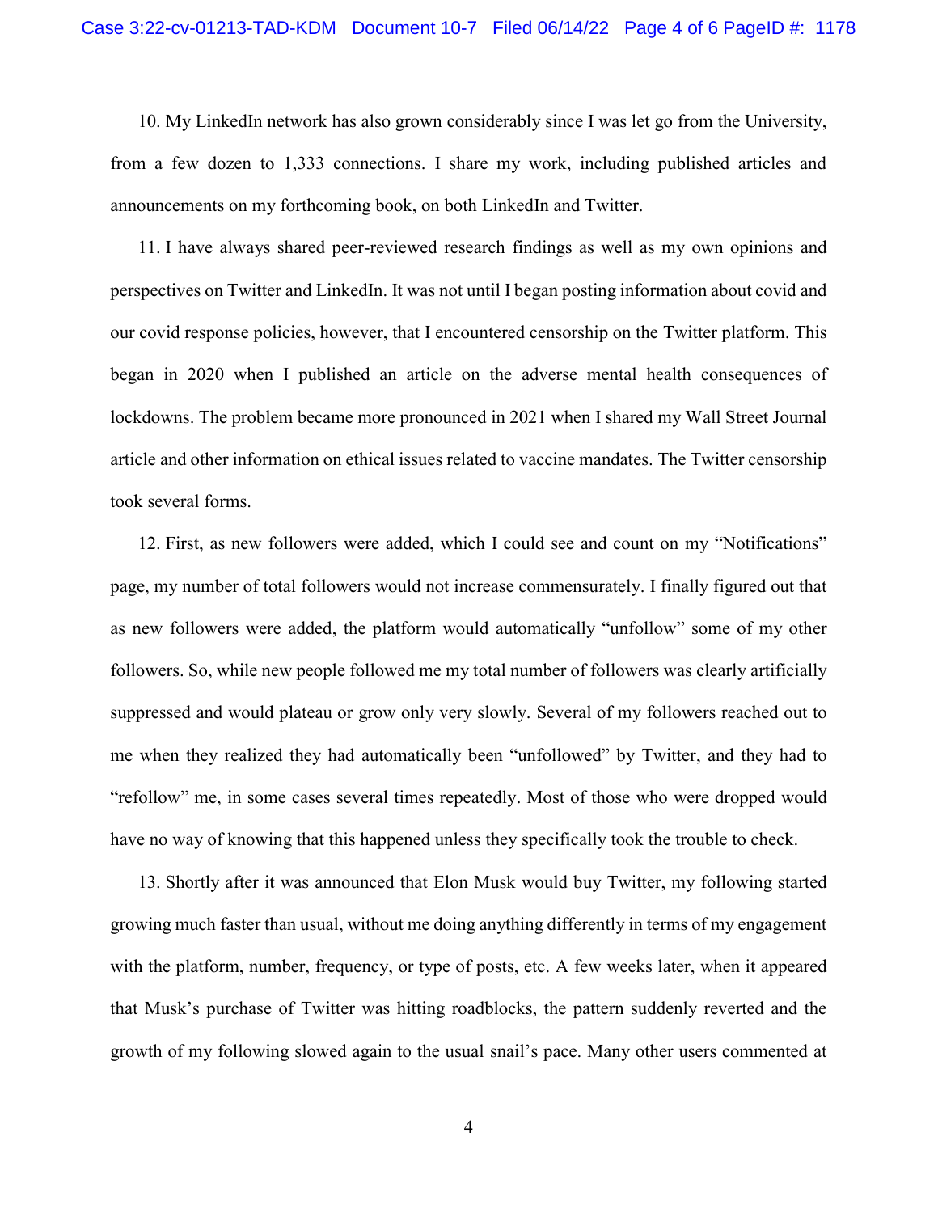10. My LinkedIn network has also grown considerably since I was let go from the University, from a few dozen to 1,333 connections. I share my work, including published articles and announcements on my forthcoming book, on both LinkedIn and Twitter.

11. I have always shared peer-reviewed research findings as well as my own opinions and perspectives on Twitter and LinkedIn. It was not until I began posting information about covid and our covid response policies, however, that I encountered censorship on the Twitter platform. This began in 2020 when I published an article on the adverse mental health consequences of lockdowns. The problem became more pronounced in 2021 when I shared my Wall Street Journal article and other information on ethical issues related to vaccine mandates. The Twitter censorship took several forms.

12. First, as new followers were added, which I could see and count on my "Notifications" page, my number of total followers would not increase commensurately. I finally figured out that as new followers were added, the platform would automatically "unfollow" some of my other followers. So, while new people followed me my total number of followers was clearly artificially suppressed and would plateau or grow only very slowly. Several of my followers reached out to me when they realized they had automatically been "unfollowed" by Twitter, and they had to "refollow" me, in some cases several times repeatedly. Most of those who were dropped would have no way of knowing that this happened unless they specifically took the trouble to check.

13. Shortly after it was announced that Elon Musk would buy Twitter, my following started growing much faster than usual, without me doing anything differently in terms of my engagement with the platform, number, frequency, or type of posts, etc. A few weeks later, when it appeared that Musk's purchase of Twitter was hitting roadblocks, the pattern suddenly reverted and the growth of my following slowed again to the usual snail's pace. Many other users commented at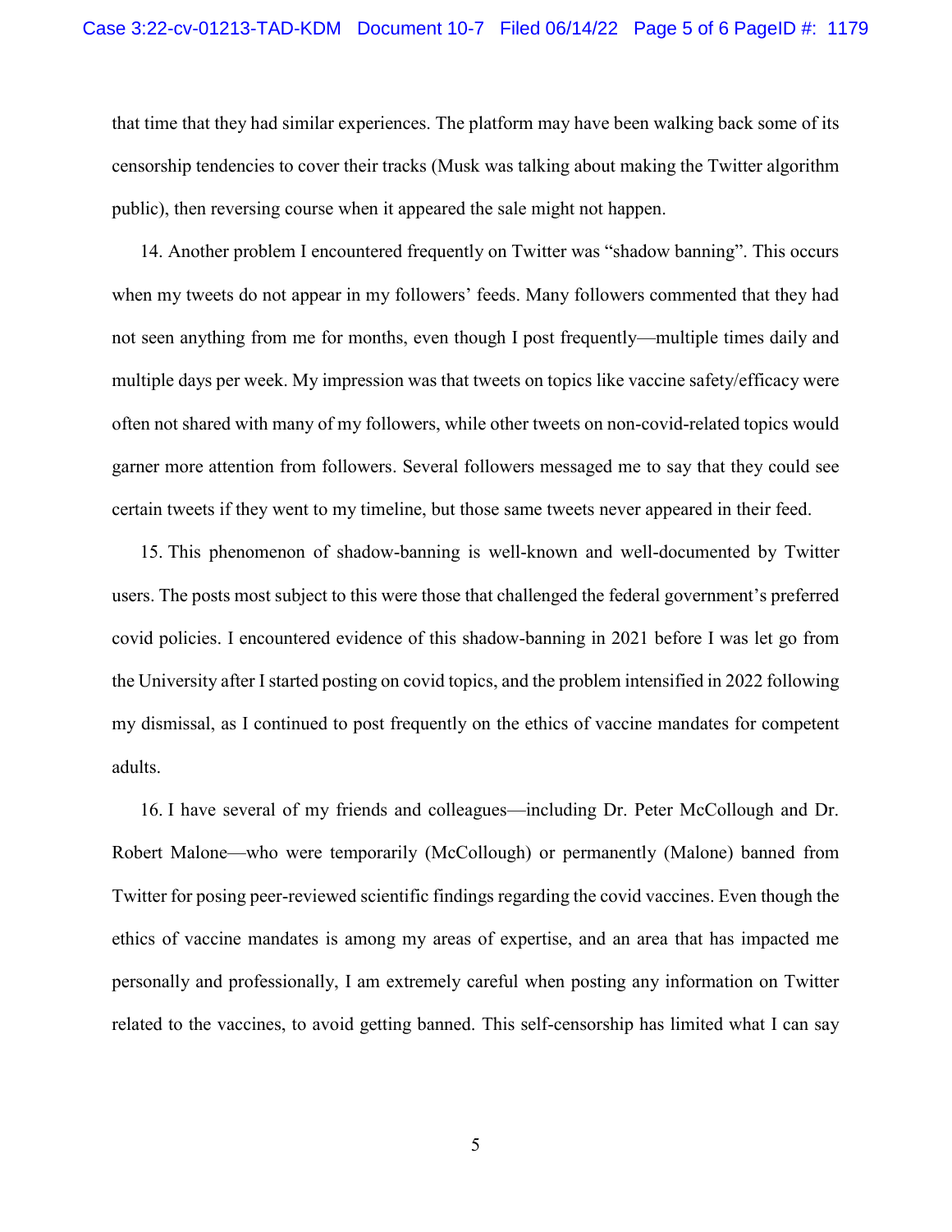that time that they had similar experiences. The platform may have been walking back some of its censorship tendencies to cover their tracks (Musk was talking about making the Twitter algorithm public), then reversing course when it appeared the sale might not happen.

14. Another problem I encountered frequently on Twitter was "shadow banning". This occurs when my tweets do not appear in my followers' feeds. Many followers commented that they had not seen anything from me for months, even though I post frequently—multiple times daily and multiple days per week. My impression was that tweets on topics like vaccine safety/efficacy were often not shared with many of my followers, while other tweets on non-covid-related topics would garner more attention from followers. Several followers messaged me to say that they could see certain tweets if they went to my timeline, but those same tweets never appeared in their feed.

15. This phenomenon of shadow-banning is well-known and well-documented by Twitter users. The posts most subject to this were those that challenged the federal government's preferred covid policies. I encountered evidence of this shadow-banning in 2021 before I was let go from the University after I started posting on covid topics, and the problem intensified in 2022 following my dismissal, as I continued to post frequently on the ethics of vaccine mandates for competent adults.

16. I have several of my friends and colleagues—including Dr. Peter McCollough and Dr. Robert Malone—who were temporarily (McCollough) or permanently (Malone) banned from Twitter for posing peer-reviewed scientific findings regarding the covid vaccines. Even though the ethics of vaccine mandates is among my areas of expertise, and an area that has impacted me personally and professionally, I am extremely careful when posting any information on Twitter related to the vaccines, to avoid getting banned. This self-censorship has limited what I can say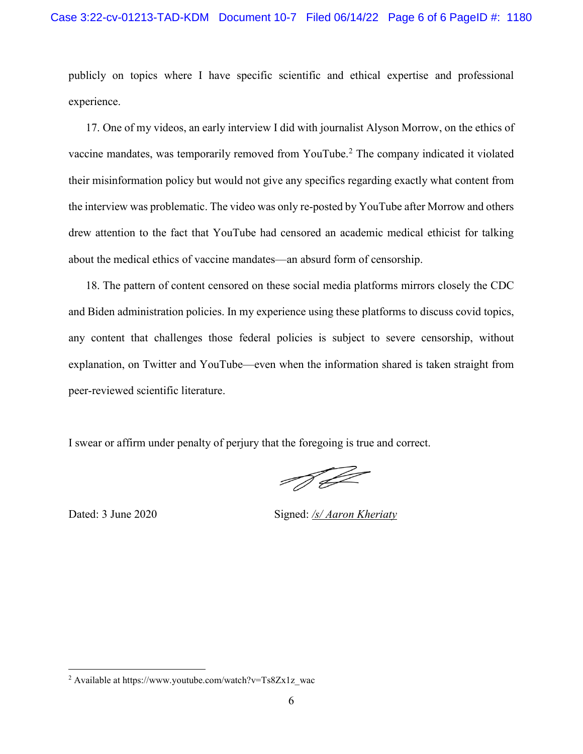publicly on topics where I have specific scientific and ethical expertise and professional experience.

17. One of my videos, an early interview I did with journalist Alyson Morrow, on the ethics of vaccine mandates, was temporarily removed from YouTube.[2] The company indicated it violated their misinformation policy but would not give any specifics regarding exactly what content from the interview was problematic. The video was only re-posted by YouTube after Morrow and others drew attention to the fact that YouTube had censored an academic medical ethicist for talking about the medical ethics of vaccine mandates—an absurd form of censorship.

18. The pattern of content censored on these social media platforms mirrors closely the CDC and Biden administration policies. In my experience using these platforms to discuss covid topics, any content that challenges those federal policies is subject to severe censorship, without explanation, on Twitter and YouTube—even when the information shared is taken straight from peer-reviewed scientific literature.

I swear or affirm under penalty of perjury that the foregoing is true and correct.

Dated: 3 June 2020

Signed: /s/ Aaron Kheriaty

[2] Available at https://www.youtube.com/watch?v=Ts8Zx1z_wac